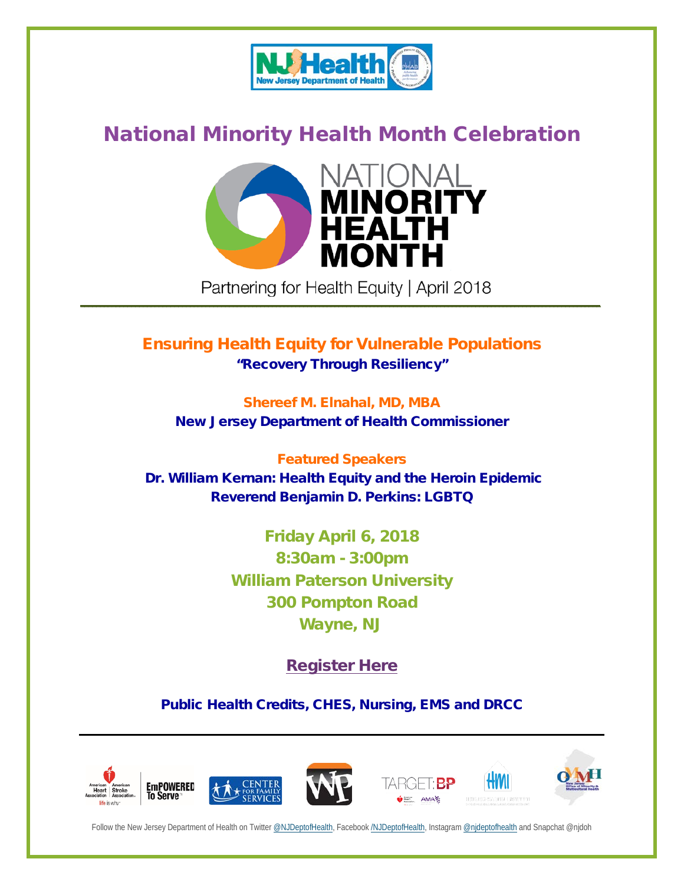# National Minority Health Month Celebration

NATIONAL MINORITY HEALTH MONTH

Partnering for Health Equity | April 2018

## Ensuring Health Equity for Vulnerable Populations

**"Recovery Through Resiliency"**

**Shereef M. Elnahal, MD, MBA**

**New Jersey Department of Health Commissioner**

**Featured Speakers**

**Dr. William Kernan: Health Equity and the Heroin Epidemic**

**Reverend Benjamin D. Perkins: LGBTQ**

**Friday April 6, 2018**

**8:30am - 3:00pm**

**William Paterson University**

**300 Pompton Road**

**Wayne, NJ**

**Register Here**

**Public Health Credits, CHES, Nursing, EMS and DRCC**

Follow the New Jersey Department of Health on Twitter @NJDeptofHealth, Facebook /NJDeptofHealth, Instagram @njdeptofhealth and Snapchat @njdoh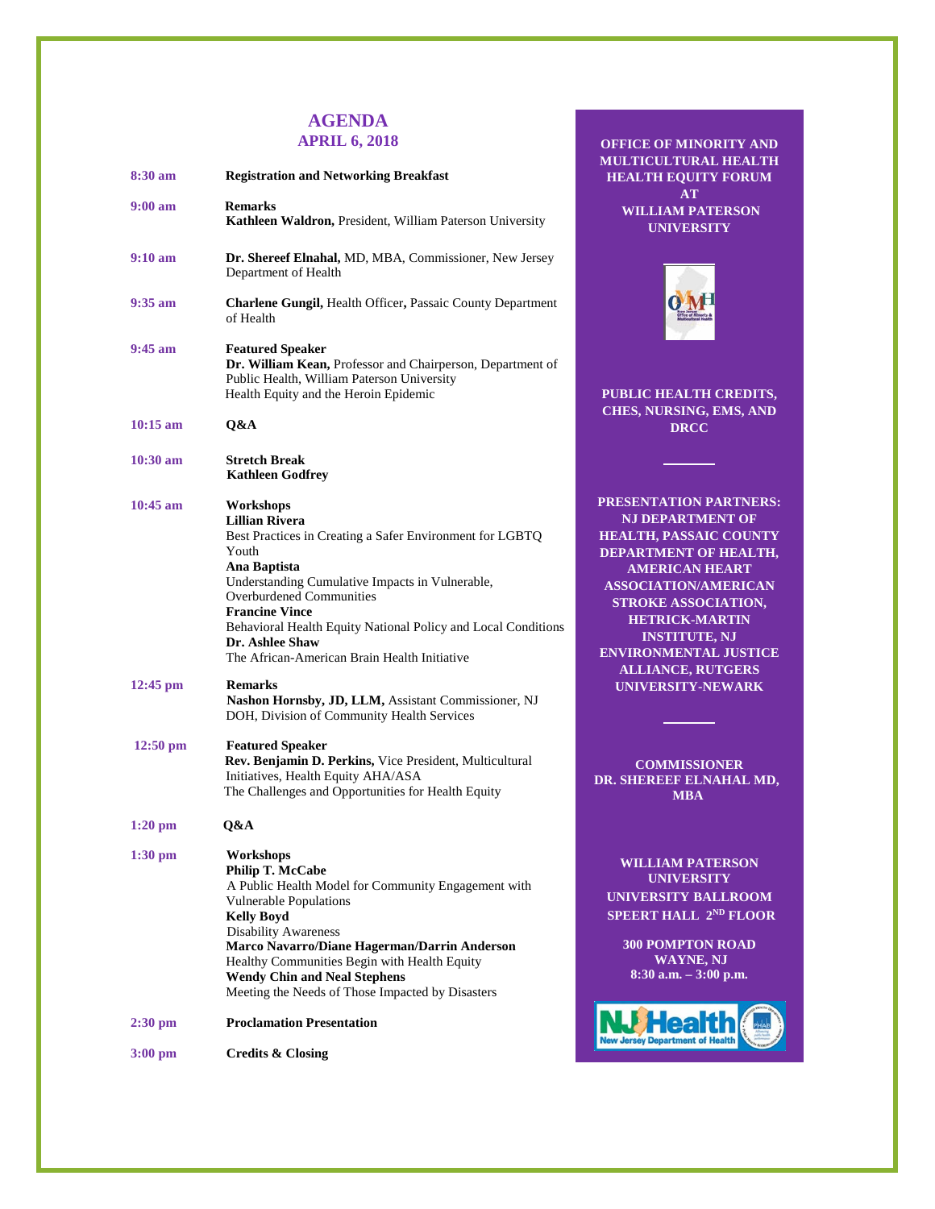# AGENDA

## APRIL 6, 2018

**8:30 am** — **Registration and Networking Breakfast**

**9:00 am** — **Remarks**
**Kathleen Waldron,** President, William Paterson University

**9:10 am** — **Dr. Shereef Elnahal,** MD, MBA, Commissioner, New Jersey Department of Health

**9:35 am** — **Charlene Gungil,** Health Officer**,** Passaic County Department of Health

**9:45 am** — **Featured Speaker**
**Dr. William Kean,** Professor and Chairperson, Department of Public Health, William Paterson University
Health Equity and the Heroin Epidemic

**10:15 am** — **Q&A**

**10:30 am** — **Stretch Break**
**Kathleen Godfrey**

**10:45 am** — **Workshops**
**Lillian Rivera**
Best Practices in Creating a Safer Environment for LGBTQ Youth
**Ana Baptista**
Understanding Cumulative Impacts in Vulnerable, Overburdened Communities
**Francine Vince**
Behavioral Health Equity National Policy and Local Conditions
**Dr. Ashlee Shaw**
The African-American Brain Health Initiative

**12:45 pm** — **Remarks**
**Nashon Hornsby, JD, LLM,** Assistant Commissioner, NJ DOH, Division of Community Health Services

**12:50 pm** — **Featured Speaker**
**Rev. Benjamin D. Perkins,** Vice President, Multicultural Initiatives, Health Equity AHA/ASA
The Challenges and Opportunities for Health Equity

**1:20 pm** — **Q&A**

**1:30 pm** — **Workshops**
**Philip T. McCabe**
A Public Health Model for Community Engagement with Vulnerable Populations
**Kelly Boyd**
Disability Awareness
**Marco Navarro/Diane Hagerman/Darrin Anderson**
Healthy Communities Begin with Health Equity
**Wendy Chin and Neal Stephens**
Meeting the Needs of Those Impacted by Disasters

**2:30 pm** — **Proclamation Presentation**

**3:00 pm** — **Credits & Closing**

---

**OFFICE OF MINORITY AND MULTICULTURAL HEALTH HEALTH EQUITY FORUM AT WILLIAM PATERSON UNIVERSITY**

**PUBLIC HEALTH CREDITS, CHES, NURSING, EMS, AND DRCC**

**PRESENTATION PARTNERS: NJ DEPARTMENT OF HEALTH, PASSAIC COUNTY DEPARTMENT OF HEALTH, AMERICAN HEART ASSOCIATION/AMERICAN STROKE ASSOCIATION, HETRICK-MARTIN INSTITUTE, NJ ENVIRONMENTAL JUSTICE ALLIANCE, RUTGERS UNIVERSITY-NEWARK**

**COMMISSIONER DR. SHEREEF ELNAHAL MD, MBA**

**WILLIAM PATERSON UNIVERSITY**
**UNIVERSITY BALLROOM**
**SPEERT HALL 2ND FLOOR**

**300 POMPTON ROAD**
**WAYNE, NJ**
**8:30 a.m. – 3:00 p.m.**